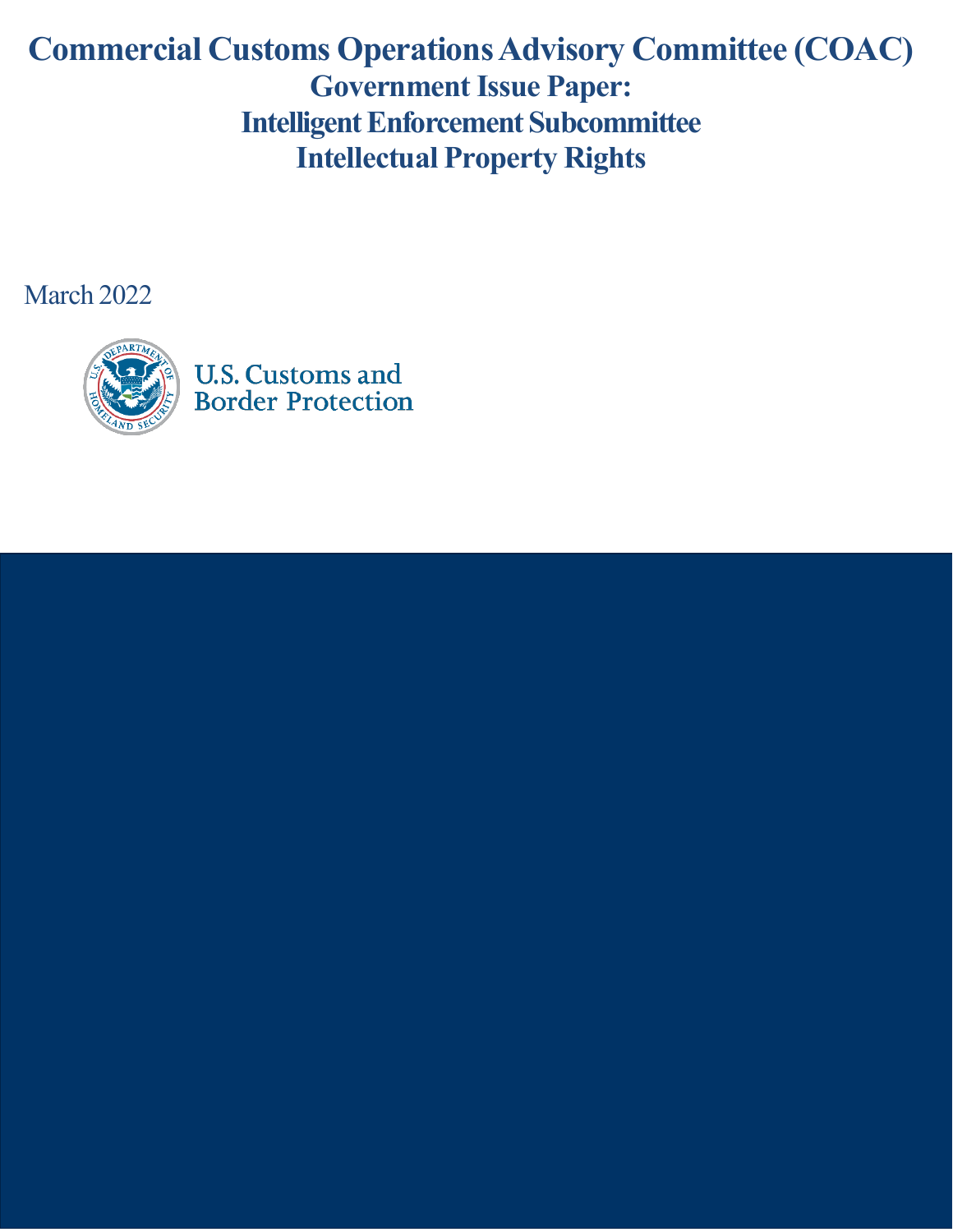# Commercial Customs Operations Advisory Committee (COAC)

## Government Issue Paper:

## Intelligent Enforcement Subcommittee

## Intellectual Property Rights

March 2022

U.S. Customs and Border Protection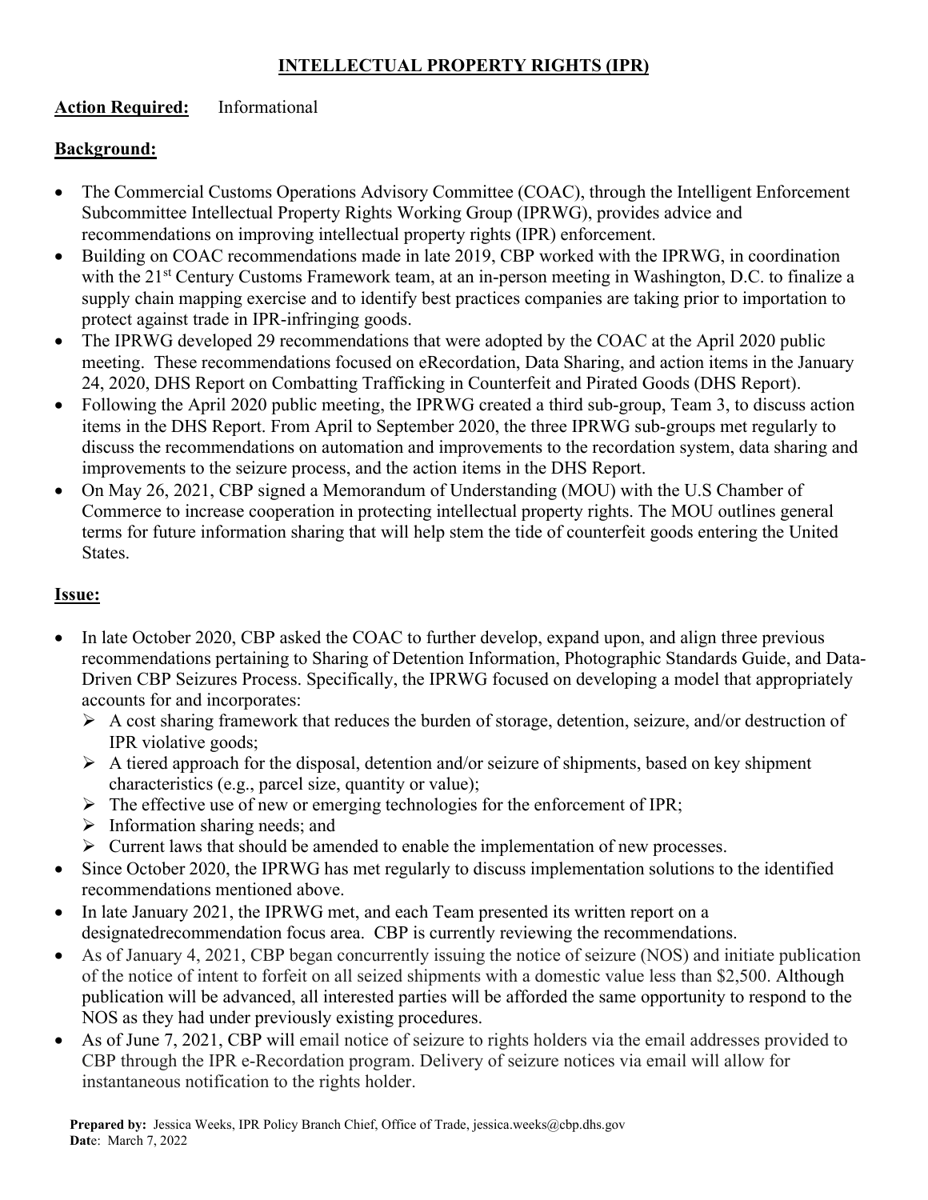# INTELLECTUAL PROPERTY RIGHTS (IPR)

**Action Required:** Informational

## Background:

- The Commercial Customs Operations Advisory Committee (COAC), through the Intelligent Enforcement Subcommittee Intellectual Property Rights Working Group (IPRWG), provides advice and recommendations on improving intellectual property rights (IPR) enforcement.
- Building on COAC recommendations made in late 2019, CBP worked with the IPRWG, in coordination with the 21st Century Customs Framework team, at an in-person meeting in Washington, D.C. to finalize a supply chain mapping exercise and to identify best practices companies are taking prior to importation to protect against trade in IPR-infringing goods.
- The IPRWG developed 29 recommendations that were adopted by the COAC at the April 2020 public meeting. These recommendations focused on eRecordation, Data Sharing, and action items in the January 24, 2020, DHS Report on Combatting Trafficking in Counterfeit and Pirated Goods (DHS Report).
- Following the April 2020 public meeting, the IPRWG created a third sub-group, Team 3, to discuss action items in the DHS Report. From April to September 2020, the three IPRWG sub-groups met regularly to discuss the recommendations on automation and improvements to the recordation system, data sharing and improvements to the seizure process, and the action items in the DHS Report.
- On May 26, 2021, CBP signed a Memorandum of Understanding (MOU) with the U.S Chamber of Commerce to increase cooperation in protecting intellectual property rights. The MOU outlines general terms for future information sharing that will help stem the tide of counterfeit goods entering the United States.

## Issue:

- In late October 2020, CBP asked the COAC to further develop, expand upon, and align three previous recommendations pertaining to Sharing of Detention Information, Photographic Standards Guide, and Data-Driven CBP Seizures Process. Specifically, the IPRWG focused on developing a model that appropriately accounts for and incorporates:
  - A cost sharing framework that reduces the burden of storage, detention, seizure, and/or destruction of IPR violative goods;
  - A tiered approach for the disposal, detention and/or seizure of shipments, based on key shipment characteristics (e.g., parcel size, quantity or value);
  - The effective use of new or emerging technologies for the enforcement of IPR;
  - Information sharing needs; and
  - Current laws that should be amended to enable the implementation of new processes.
- Since October 2020, the IPRWG has met regularly to discuss implementation solutions to the identified recommendations mentioned above.
- In late January 2021, the IPRWG met, and each Team presented its written report on a designatedrecommendation focus area. CBP is currently reviewing the recommendations.
- As of January 4, 2021, CBP began concurrently issuing the notice of seizure (NOS) and initiate publication of the notice of intent to forfeit on all seized shipments with a domestic value less than $2,500. Although publication will be advanced, all interested parties will be afforded the same opportunity to respond to the NOS as they had under previously existing procedures.
- As of June 7, 2021, CBP will email notice of seizure to rights holders via the email addresses provided to CBP through the IPR e-Recordation program. Delivery of seizure notices via email will allow for instantaneous notification to the rights holder.

**Prepared by:** Jessica Weeks, IPR Policy Branch Chief, Office of Trade, jessica.weeks@cbp.dhs.gov
**Date**: March 7, 2022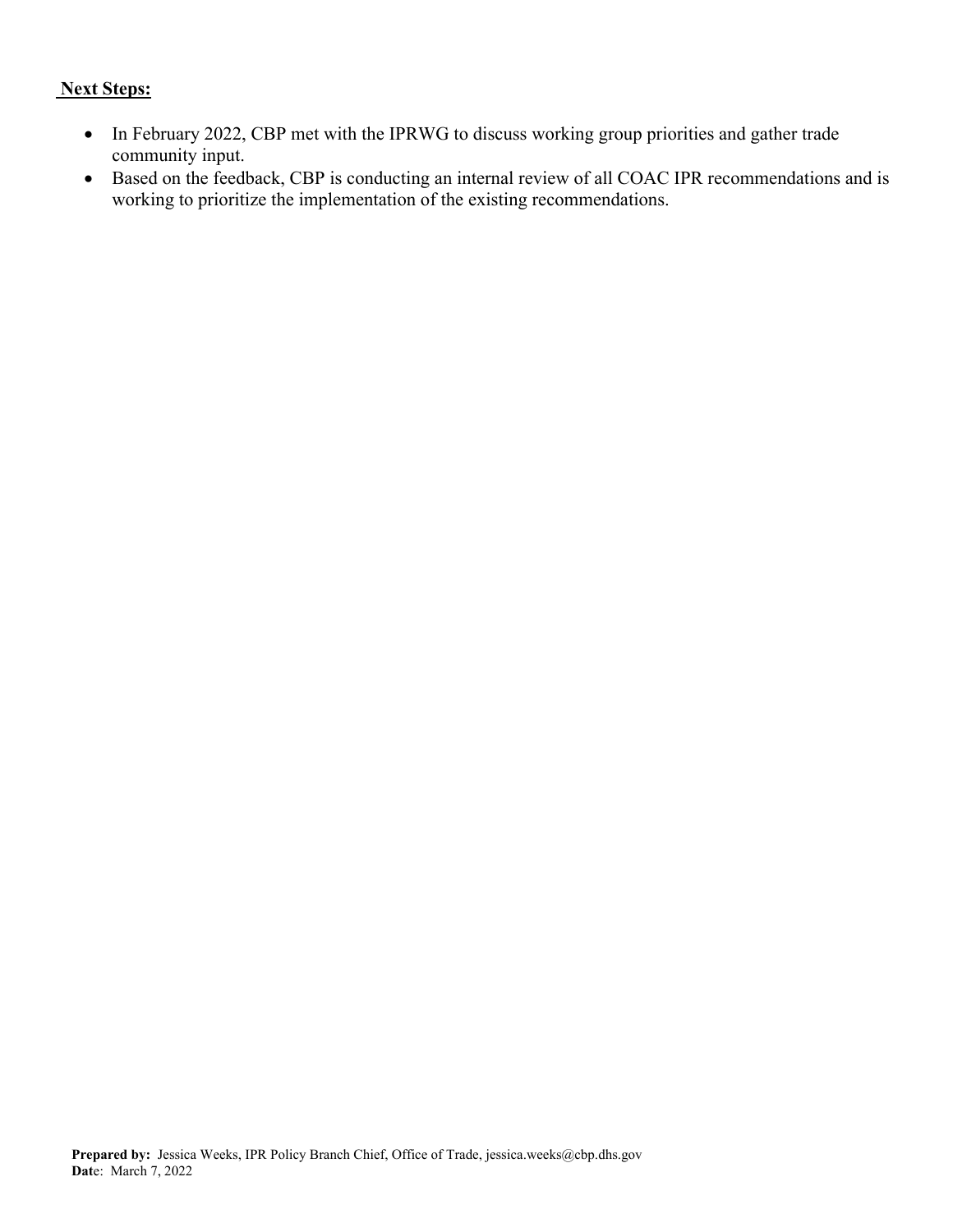**Next Steps:**

- In February 2022, CBP met with the IPRWG to discuss working group priorities and gather trade community input.
- Based on the feedback, CBP is conducting an internal review of all COAC IPR recommendations and is working to prioritize the implementation of the existing recommendations.

**Prepared by:** Jessica Weeks, IPR Policy Branch Chief, Office of Trade, jessica.weeks@cbp.dhs.gov
**Date**: March 7, 2022